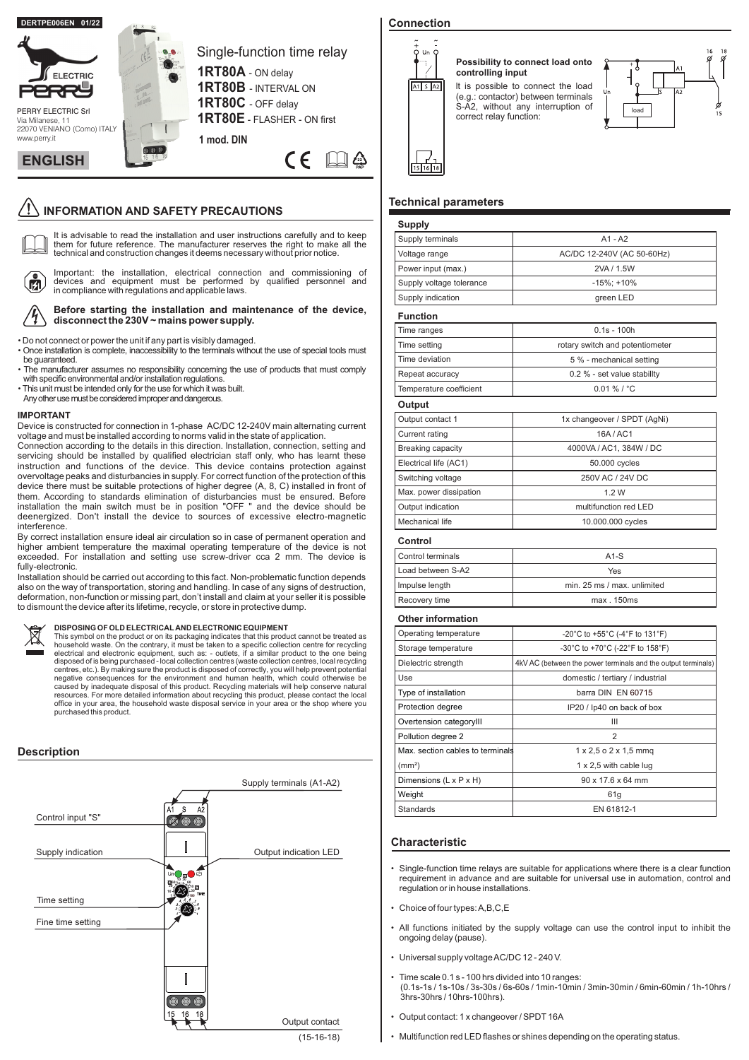DERTPE006EN 01/22

PERRY ELECTRIC Srl
Via Milanese, 11
22070 VENIANO (Como) ITALY
www.perry.it

**ENGLISH**

# Single-function time relay

**1RT80A** - ON delay
**1RT80B** - INTERVAL ON
**1RT80C** - OFF delay
**1RT80E** - FLASHER - ON first

**1 mod. DIN**

## INFORMATION AND SAFETY PRECAUTIONS

It is advisable to read the installation and user instructions carefully and to keep them for future reference. The manufacturer reserves the right to make all the technical and construction changes it deems necessary without prior notice.

Important: the installation, electrical connection and commissioning of devices and equipment must be performed by qualified personnel and in compliance with regulations and applicable laws.

**Before starting the installation and maintenance of the device, disconnect the 230V ~ mains power supply.**

- Do not connect or power the unit if any part is visibly damaged.
- Once installation is complete, inaccessibility to the terminals without the use of special tools must be guaranteed.
- The manufacturer assumes no responsibility concerning the use of products that must comply with specific environmental and/or installation regulations.
- This unit must be intended only for the use for which it was built. Any other use must be considered improper and dangerous.

**IMPORTANT**

Device is constructed for connection in 1-phase AC/DC 12-240V main alternating current voltage and must be installed according to norms valid in the state of application.
Connection according to the details in this direction. Installation, connection, setting and servicing should be installed by qualified electrician staff only, who has learnt these instruction and functions of the device. This device contains protection against overvoltage peaks and disturbancies in supply. For correct function of the protection of this device there must be suitable protections of higher degree (A, B, C) installed in front of them. According to standards elimination of disturbancies must be ensured. Before installation the main switch must be in position "OFF " and the device should be deenergized. Don't install the device to sources of excessive electro-magnetic interference.
By correct installation ensure ideal air circulation so in case of permanent operation and higher ambient temperature the maximal operating temperature of the device is not exceeded. For installation and setting use screw-driver cca 2 mm. The device is fully-electronic.
Installation should be carried out according to this fact. Non-problematic function depends also on the way of transportation, storing and handling. In case of any signs of destruction, deformation, non-function or missing part, don't install and claim at your seller it is possible to dismount the device after its lifetime, recycle, or store in protective dump.

**DISPOSING OF OLD ELECTRICAL AND ELECTRONIC EQUIPMENT**
This symbol on the product or on its packaging indicates that this product cannot be treated as household waste. On the contrary, it must be taken to a specific collection centre for recycling electrical and electronic equipment, such as: - outlets, if a similar product to the one being disposed of is being purchased - local collection centres (waste collection centres, local recycling centres, etc.). By making sure the product is disposed of correctly, you will help prevent potential negative consequences for the environment and human health, which could otherwise be caused by inadequate disposal of this product. Recycling materials will help conserve natural resources. For more detailed information about recycling this product, please contact the local office in your area, the household waste disposal service in your area or the shop where you purchased this product.

## Description

Supply terminals (A1-A2)
Control input "S"
Supply indication
Output indication LED
Time setting
Fine time setting
Output contact (15-16-18)

## Connection

**Possibility to connect load onto controlling input**
It is possible to connect the load (e.g.: contactor) between terminals S-A2, without any interruption of correct relay function:

## Technical parameters

| **Supply** | |
|---|---|
| Supply terminals | A1 - A2 |
| Voltage range | AC/DC 12-240V (AC 50-60Hz) |
| Power input (max.) | 2VA / 1.5W |
| Supply voltage tolerance | -15%; +10% |
| Supply indication | green LED |
| **Function** | |
| Time ranges | 0.1s - 100h |
| Time setting | rotary switch and potentiometer |
| Time deviation | 5 % - mechanical setting |
| Repeat accuracy | 0.2 % - set value stabillty |
| Temperature coefficient | 0.01 % / °C |
| **Output** | |
| Output contact 1 | 1x changeover / SPDT (AgNi) |
| Current rating | 16A / AC1 |
| Breaking capacity | 4000VA / AC1, 384W / DC |
| Electrical life (AC1) | 50.000 cycles |
| Switching voltage | 250V AC / 24V DC |
| Max. power dissipation | 1.2 W |
| Output indication | multifunction red LED |
| Mechanical life | 10.000.000 cycles |
| **Control** | |
| Control terminals | A1-S |
| Load between S-A2 | Yes |
| Impulse length | min. 25 ms / max. unlimited |
| Recovery time | max . 150ms |
| **Other information** | |
| Operating temperature | -20°C to +55°C (-4°F to 131°F) |
| Storage temperature | -30°C to +70°C (-22°F to 158°F) |
| Dielectric strength | 4kV AC (between the power terminals and the output terminals) |
| Use | domestic / tertiary / industrial |
| Type of installation | barra DIN EN 60715 |
| Protection degree | IP20 / Ip40 on back of box |
| Overtension categoryIII | III |
| Pollution degree 2 | 2 |
| Max. section cables to terminals (mm²) | 1 x 2,5 o 2 x 1,5 mmq<br>1 x 2,5 with cable lug |
| Dimensions (L x P x H) | 90 x 17.6 x 64 mm |
| Weight | 61g |
| Standards | EN 61812-1 |

## Characteristic

- Single-function time relays are suitable for applications where there is a clear function requirement in advance and are suitable for universal use in automation, control and regulation or in house installations.
- Choice of four types: A,B,C,E
- All functions initiated by the supply voltage can use the control input to inhibit the ongoing delay (pause).
- Universal supply voltage AC/DC 12 - 240 V.
- Time scale 0.1 s - 100 hrs divided into 10 ranges: (0.1s-1s / 1s-10s / 3s-30s / 6s-60s / 1min-10min / 3min-30min / 6min-60min / 1h-10hrs / 3hrs-30hrs / 10hrs-100hrs).
- Output contact: 1 x changeover / SPDT 16A
- Multifunction red LED flashes or shines depending on the operating status.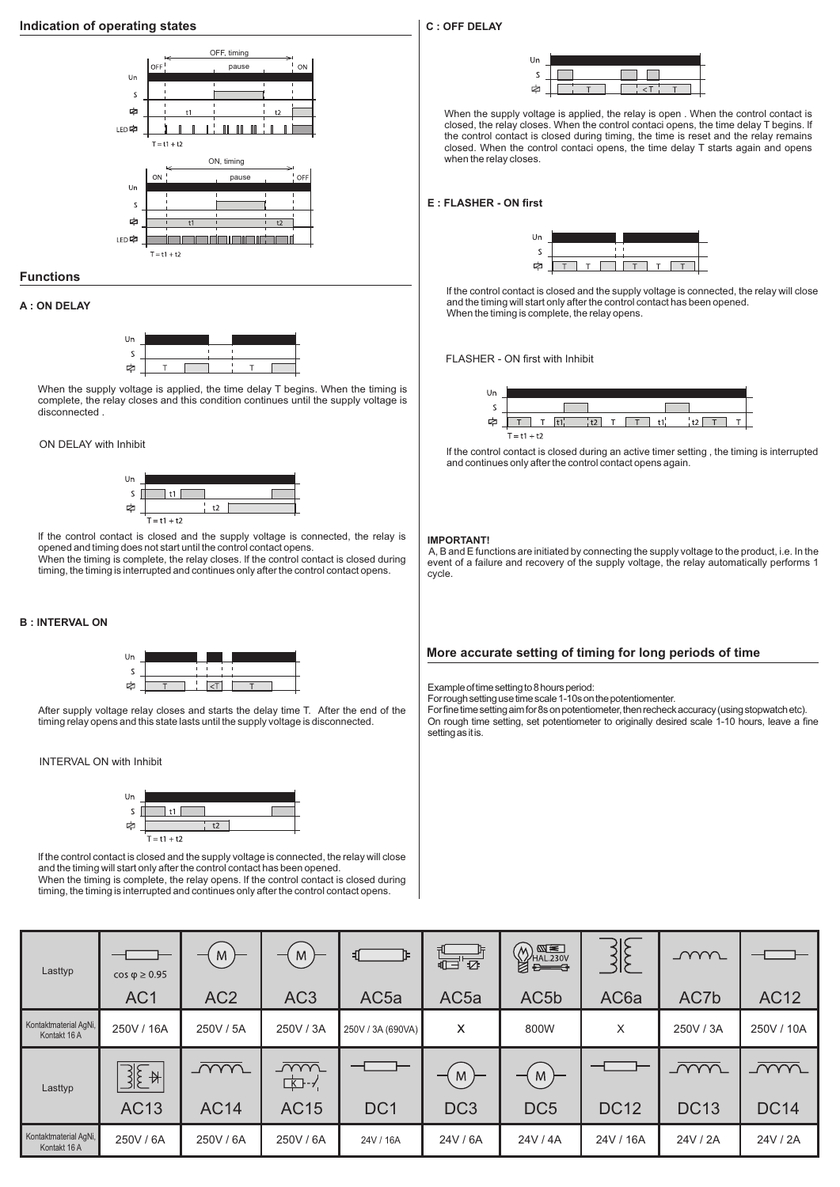## Indication of operating states

OFF, timing
OFF
pause
ON
Un
S
t1
t2
LED
T = t1 + t2

ON, timing
ON
pause
OFF
Un
S
t1
t2
LED
T = t1 + t2

## Functions

### A : ON DELAY

Un
S
T
T

When the supply voltage is applied, the time delay T begins. When the timing is complete, the relay closes and this condition continues until the supply voltage is disconnected .

ON DELAY with Inhibit

Un
S
t1
t2
T = t1 + t2

If the control contact is closed and the supply voltage is connected, the relay is opened and timing does not start until the control contact opens.
When the timing is complete, the relay closes. If the control contact is closed during timing, the timing is interrupted and continues only after the control contact opens.

### B : INTERVAL ON

Un
S
T
<T
T

After supply voltage relay closes and starts the delay time T. After the end of the timing relay opens and this state lasts until the supply voltage is disconnected.

INTERVAL ON with Inhibit

Un
S
t1
t2
T = t1 + t2

If the control contact is closed and the supply voltage is connected, the relay will close and the timing will start only after the control contact has been opened.
When the timing is complete, the relay opens. If the control contact is closed during timing, the timing is interrupted and continues only after the control contact opens.

### C : OFF DELAY

Un
S
T
<T
T

When the supply voltage is applied, the relay is open . When the control contact is closed, the relay closes. When the control contaci opens, the time delay T begins. If the control contact is closed during timing, the time is reset and the relay remains closed. When the control contaci opens, the time delay T starts again and opens when the relay closes.

### E : FLASHER - ON first

Un
S
T T T T T T

If the control contact is closed and the supply voltage is connected, the relay will close and the timing will start only after the control contact has been opened.
When the timing is complete, the relay opens.

FLASHER - ON first with Inhibit

Un
S
T T t1 t2 T T t1 t2 T T
T = t1 + t2

If the control contact is closed during an active timer setting , the timing is interrupted and continues only after the control contact opens again.

**IMPORTANT!**
A, B and E functions are initiated by connecting the supply voltage to the product, i.e. In the event of a failure and recovery of the supply voltage, the relay automatically performs 1 cycle.

## More accurate setting of timing for long periods of time

Example of time setting to 8 hours period:
For rough setting use time scale 1-10s on the potentiomenter.
For fine time setting aim for 8s on potentiometer, then recheck accuracy (using stopwatch etc).
On rough time setting, set potentiometer to originally desired scale 1-10 hours, leave a fine setting as it is.

| Lasttyp | $\cos \varphi \geq 0.95$ AC1 | AC2 | AC3 | AC5a | AC5a | HAL.230V AC5b | AC6a | AC7b | AC12 |
|---|---|---|---|---|---|---|---|---|---|
| Kontaktmaterial AgNi, Kontakt 16 A | 250V / 16A | 250V / 5A | 250V / 3A | 250V / 3A (690VA) | X | 800W | X | 250V / 3A | 250V / 10A |
| Lasttyp | AC13 | AC14 | AC15 | DC1 | DC3 | DC5 | DC12 | DC13 | DC14 |
| Kontaktmaterial AgNi, Kontakt 16 A | 250V / 6A | 250V / 6A | 250V / 6A | 24V / 16A | 24V / 6A | 24V / 4A | 24V / 16A | 24V / 2A | 24V / 2A |